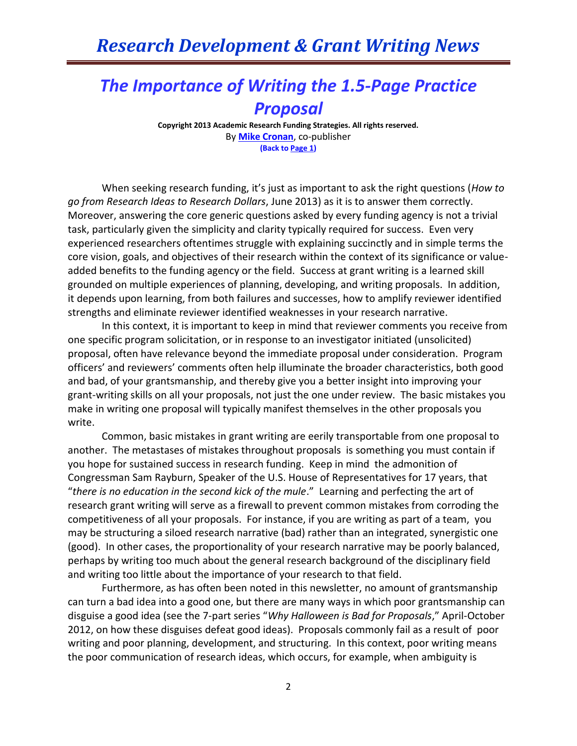# The Importance of Writing the 1.5-Page Practice Proposal

**Copyright 2013 Academic Research Funding Strategies. All rights reserved.**

By **Mike Cronan**, co-publisher

**(Back to Page 1)**

When seeking research funding, it's just as important to ask the right questions (*How to go from Research Ideas to Research Dollars*, June 2013) as it is to answer them correctly. Moreover, answering the core generic questions asked by every funding agency is not a trivial task, particularly given the simplicity and clarity typically required for success. Even very experienced researchers oftentimes struggle with explaining succinctly and in simple terms the core vision, goals, and objectives of their research within the context of its significance or value-added benefits to the funding agency or the field. Success at grant writing is a learned skill grounded on multiple experiences of planning, developing, and writing proposals. In addition, it depends upon learning, from both failures and successes, how to amplify reviewer identified strengths and eliminate reviewer identified weaknesses in your research narrative.

In this context, it is important to keep in mind that reviewer comments you receive from one specific program solicitation, or in response to an investigator initiated (unsolicited) proposal, often have relevance beyond the immediate proposal under consideration. Program officers' and reviewers' comments often help illuminate the broader characteristics, both good and bad, of your grantsmanship, and thereby give you a better insight into improving your grant-writing skills on all your proposals, not just the one under review. The basic mistakes you make in writing one proposal will typically manifest themselves in the other proposals you write.

Common, basic mistakes in grant writing are eerily transportable from one proposal to another. The metastases of mistakes throughout proposals is something you must contain if you hope for sustained success in research funding. Keep in mind the admonition of Congressman Sam Rayburn, Speaker of the U.S. House of Representatives for 17 years, that "*there is no education in the second kick of the mule*." Learning and perfecting the art of research grant writing will serve as a firewall to prevent common mistakes from corroding the competitiveness of all your proposals. For instance, if you are writing as part of a team, you may be structuring a siloed research narrative (bad) rather than an integrated, synergistic one (good). In other cases, the proportionality of your research narrative may be poorly balanced, perhaps by writing too much about the general research background of the disciplinary field and writing too little about the importance of your research to that field.

Furthermore, as has often been noted in this newsletter, no amount of grantsmanship can turn a bad idea into a good one, but there are many ways in which poor grantsmanship can disguise a good idea (see the 7-part series "*Why Halloween is Bad for Proposals*," April-October 2012, on how these disguises defeat good ideas). Proposals commonly fail as a result of poor writing and poor planning, development, and structuring. In this context, poor writing means the poor communication of research ideas, which occurs, for example, when ambiguity is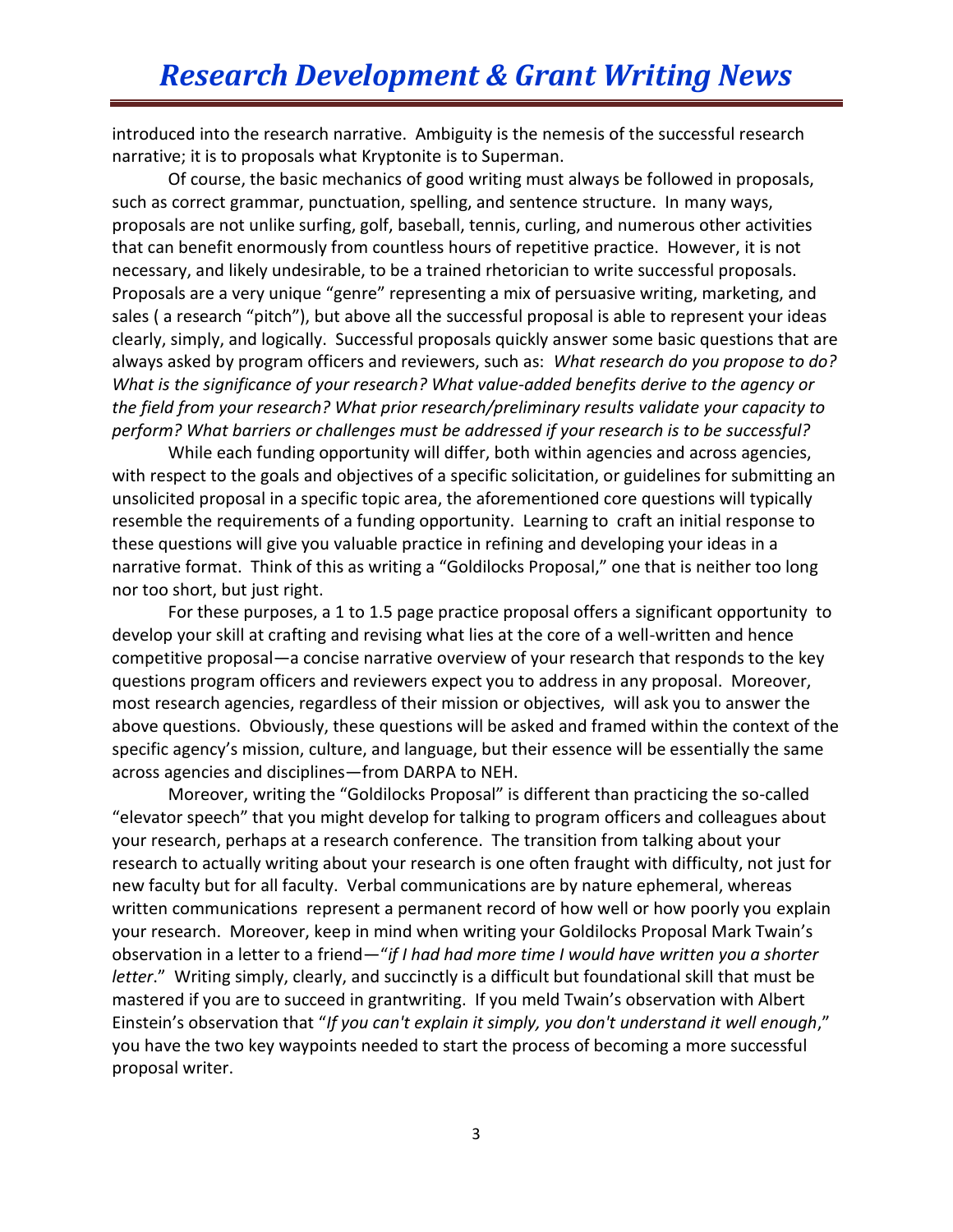introduced into the research narrative. Ambiguity is the nemesis of the successful research narrative; it is to proposals what Kryptonite is to Superman.

Of course, the basic mechanics of good writing must always be followed in proposals, such as correct grammar, punctuation, spelling, and sentence structure. In many ways, proposals are not unlike surfing, golf, baseball, tennis, curling, and numerous other activities that can benefit enormously from countless hours of repetitive practice. However, it is not necessary, and likely undesirable, to be a trained rhetorician to write successful proposals. Proposals are a very unique "genre" representing a mix of persuasive writing, marketing, and sales ( a research "pitch"), but above all the successful proposal is able to represent your ideas clearly, simply, and logically. Successful proposals quickly answer some basic questions that are always asked by program officers and reviewers, such as: *What research do you propose to do? What is the significance of your research? What value-added benefits derive to the agency or the field from your research? What prior research/preliminary results validate your capacity to perform? What barriers or challenges must be addressed if your research is to be successful?*

While each funding opportunity will differ, both within agencies and across agencies, with respect to the goals and objectives of a specific solicitation, or guidelines for submitting an unsolicited proposal in a specific topic area, the aforementioned core questions will typically resemble the requirements of a funding opportunity. Learning to craft an initial response to these questions will give you valuable practice in refining and developing your ideas in a narrative format. Think of this as writing a "Goldilocks Proposal," one that is neither too long nor too short, but just right.

For these purposes, a 1 to 1.5 page practice proposal offers a significant opportunity to develop your skill at crafting and revising what lies at the core of a well-written and hence competitive proposal—a concise narrative overview of your research that responds to the key questions program officers and reviewers expect you to address in any proposal. Moreover, most research agencies, regardless of their mission or objectives, will ask you to answer the above questions. Obviously, these questions will be asked and framed within the context of the specific agency's mission, culture, and language, but their essence will be essentially the same across agencies and disciplines—from DARPA to NEH.

Moreover, writing the "Goldilocks Proposal" is different than practicing the so-called "elevator speech" that you might develop for talking to program officers and colleagues about your research, perhaps at a research conference. The transition from talking about your research to actually writing about your research is one often fraught with difficulty, not just for new faculty but for all faculty. Verbal communications are by nature ephemeral, whereas written communications represent a permanent record of how well or how poorly you explain your research. Moreover, keep in mind when writing your Goldilocks Proposal Mark Twain's observation in a letter to a friend—"*if I had had more time I would have written you a shorter letter*." Writing simply, clearly, and succinctly is a difficult but foundational skill that must be mastered if you are to succeed in grantwriting. If you meld Twain's observation with Albert Einstein's observation that "*If you can't explain it simply, you don't understand it well enough*," you have the two key waypoints needed to start the process of becoming a more successful proposal writer.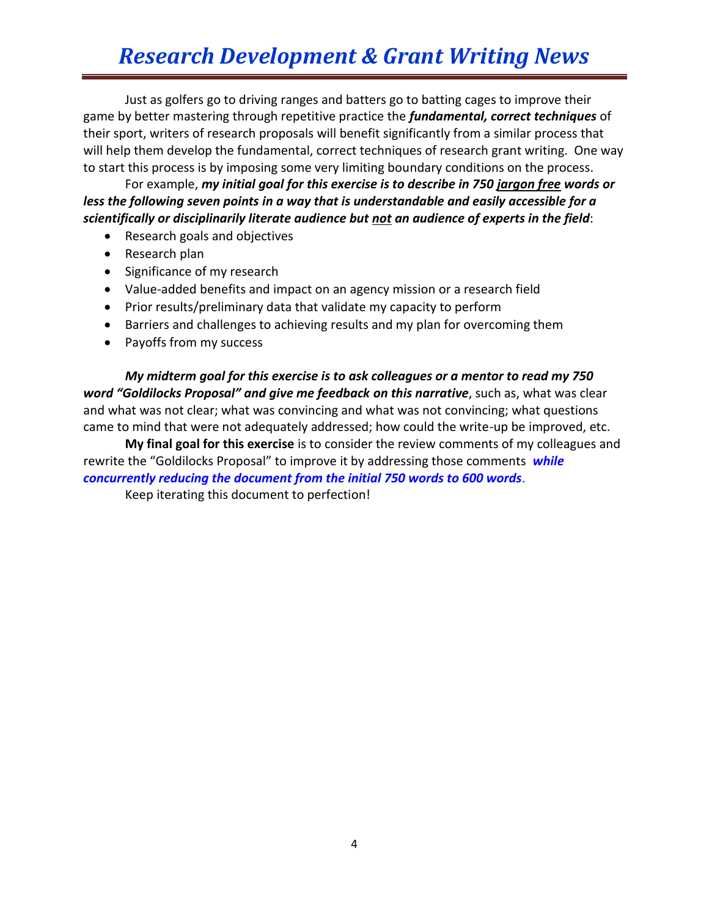Just as golfers go to driving ranges and batters go to batting cages to improve their game by better mastering through repetitive practice the ***fundamental, correct techniques*** of their sport, writers of research proposals will benefit significantly from a similar process that will help them develop the fundamental, correct techniques of research grant writing. One way to start this process is by imposing some very limiting boundary conditions on the process.

For example, ***my initial goal for this exercise is to describe in 750 <u>jargon free</u> words or less the following seven points in a way that is understandable and easily accessible for a scientifically or disciplinarily literate audience but <u>not</u> an audience of experts in the field***:

- Research goals and objectives
- Research plan
- Significance of my research
- Value-added benefits and impact on an agency mission or a research field
- Prior results/preliminary data that validate my capacity to perform
- Barriers and challenges to achieving results and my plan for overcoming them
- Payoffs from my success

***My midterm goal for this exercise is to ask colleagues or a mentor to read my 750 word "Goldilocks Proposal" and give me feedback on this narrative***, such as, what was clear and what was not clear; what was convincing and what was not convincing; what questions came to mind that were not adequately addressed; how could the write-up be improved, etc.

**My final goal for this exercise** is to consider the review comments of my colleagues and rewrite the "Goldilocks Proposal" to improve it by addressing those comments ***while concurrently reducing the document from the initial 750 words to 600 words***.

Keep iterating this document to perfection!